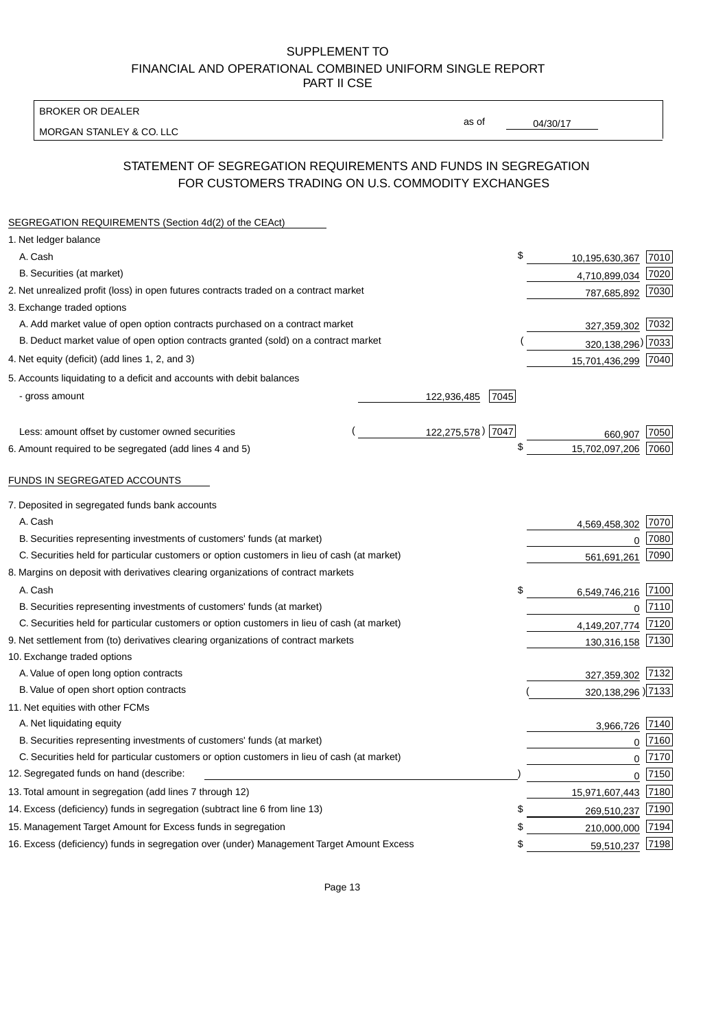SUPPLEMENT TO
FINANCIAL AND OPERATIONAL COMBINED UNIFORM SINGLE REPORT
PART II CSE

BROKER OR DEALER
MORGAN STANLEY & CO. LLC

as of 04/30/17

## STATEMENT OF SEGREGATION REQUIREMENTS AND FUNDS IN SEGREGATION FOR CUSTOMERS TRADING ON U.S. COMMODITY EXCHANGES

SEGREGATION REQUIREMENTS (Section 4d(2) of the CEAct)

| | | | | |
|---|---|---|---|---|
| 1. Net ledger balance | | | | |
| A. Cash | | | $ 10,195,630,367 | 7010 |
| B. Securities (at market) | | | 4,710,899,034 | 7020 |
| 2. Net unrealized profit (loss) in open futures contracts traded on a contract market | | | 787,685,892 | 7030 |
| 3. Exchange traded options | | | | |
| A. Add market value of open option contracts purchased on a contract market | | | 327,359,302 | 7032 |
| B. Deduct market value of open option contracts granted (sold) on a contract market | | | ( 320,138,296) | 7033 |
| 4. Net equity (deficit) (add lines 1, 2, and 3) | | | 15,701,436,299 | 7040 |
| 5. Accounts liquidating to a deficit and accounts with debit balances | | | | |
| - gross amount | 122,936,485 | 7045 | | |
| Less: amount offset by customer owned securities | ( 122,275,578) | 7047 | 660,907 | 7050 |
| 6. Amount required to be segregated (add lines 4 and 5) | | | $ 15,702,097,206 | 7060 |

FUNDS IN SEGREGATED ACCOUNTS

| | | |
|---|---|---|
| 7. Deposited in segregated funds bank accounts | | |
| A. Cash | 4,569,458,302 | 7070 |
| B. Securities representing investments of customers' funds (at market) | 0 | 7080 |
| C. Securities held for particular customers or option customers in lieu of cash (at market) | 561,691,261 | 7090 |
| 8. Margins on deposit with derivatives clearing organizations of contract markets | | |
| A. Cash | $ 6,549,746,216 | 7100 |
| B. Securities representing investments of customers' funds (at market) | 0 | 7110 |
| C. Securities held for particular customers or option customers in lieu of cash (at market) | 4,149,207,774 | 7120 |
| 9. Net settlement from (to) derivatives clearing organizations of contract markets | 130,316,158 | 7130 |
| 10. Exchange traded options | | |
| A. Value of open long option contracts | 327,359,302 | 7132 |
| B. Value of open short option contracts | ( 320,138,296 ) | 7133 |
| 11. Net equities with other FCMs | | |
| A. Net liquidating equity | 3,966,726 | 7140 |
| B. Securities representing investments of customers' funds (at market) | 0 | 7160 |
| C. Securities held for particular customers or option customers in lieu of cash (at market) | 0 | 7170 |
| 12. Segregated funds on hand (describe: ) | 0 | 7150 |
| 13. Total amount in segregation (add lines 7 through 12) | 15,971,607,443 | 7180 |
| 14. Excess (deficiency) funds in segregation (subtract line 6 from line 13) | $ 269,510,237 | 7190 |
| 15. Management Target Amount for Excess funds in segregation | $ 210,000,000 | 7194 |
| 16. Excess (deficiency) funds in segregation over (under) Management Target Amount Excess | $ 59,510,237 | 7198 |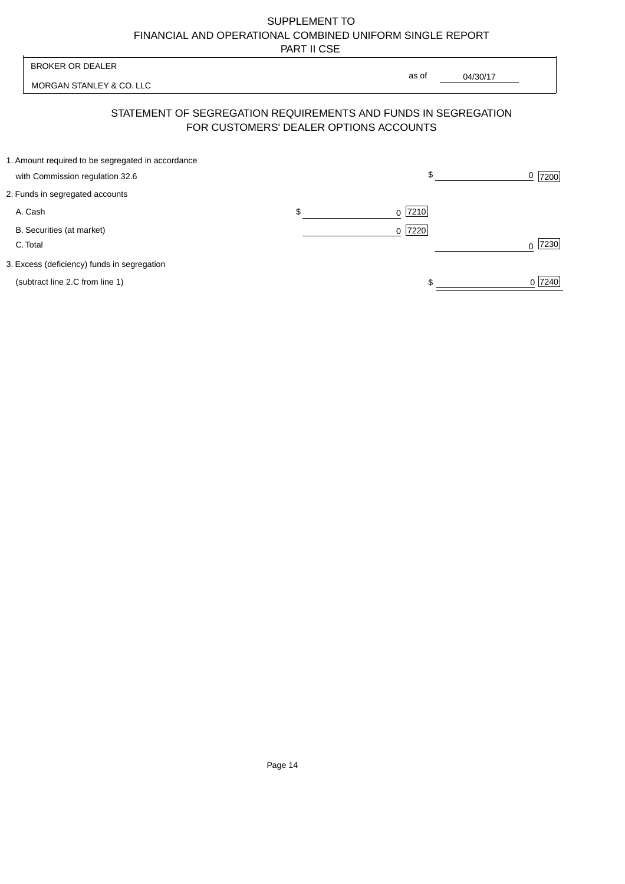SUPPLEMENT TO
FINANCIAL AND OPERATIONAL COMBINED UNIFORM SINGLE REPORT
PART II CSE

| BROKER OR DEALER | |
|---|---|
| MORGAN STANLEY & CO. LLC | as of 04/30/17 |

## STATEMENT OF SEGREGATION REQUIREMENTS AND FUNDS IN SEGREGATION FOR CUSTOMERS' DEALER OPTIONS ACCOUNTS

| | | |
|---|---|---|
| 1. Amount required to be segregated in accordance with Commission regulation 32.6 | | $ 0 [7200] |
| 2. Funds in segregated accounts | | |
| A. Cash | $ 0 [7210] | |
| B. Securities (at market) | 0 [7220] | |
| C. Total | | 0 [7230] |
| 3. Excess (deficiency) funds in segregation (subtract line 2.C from line 1) | | $ 0 [7240] |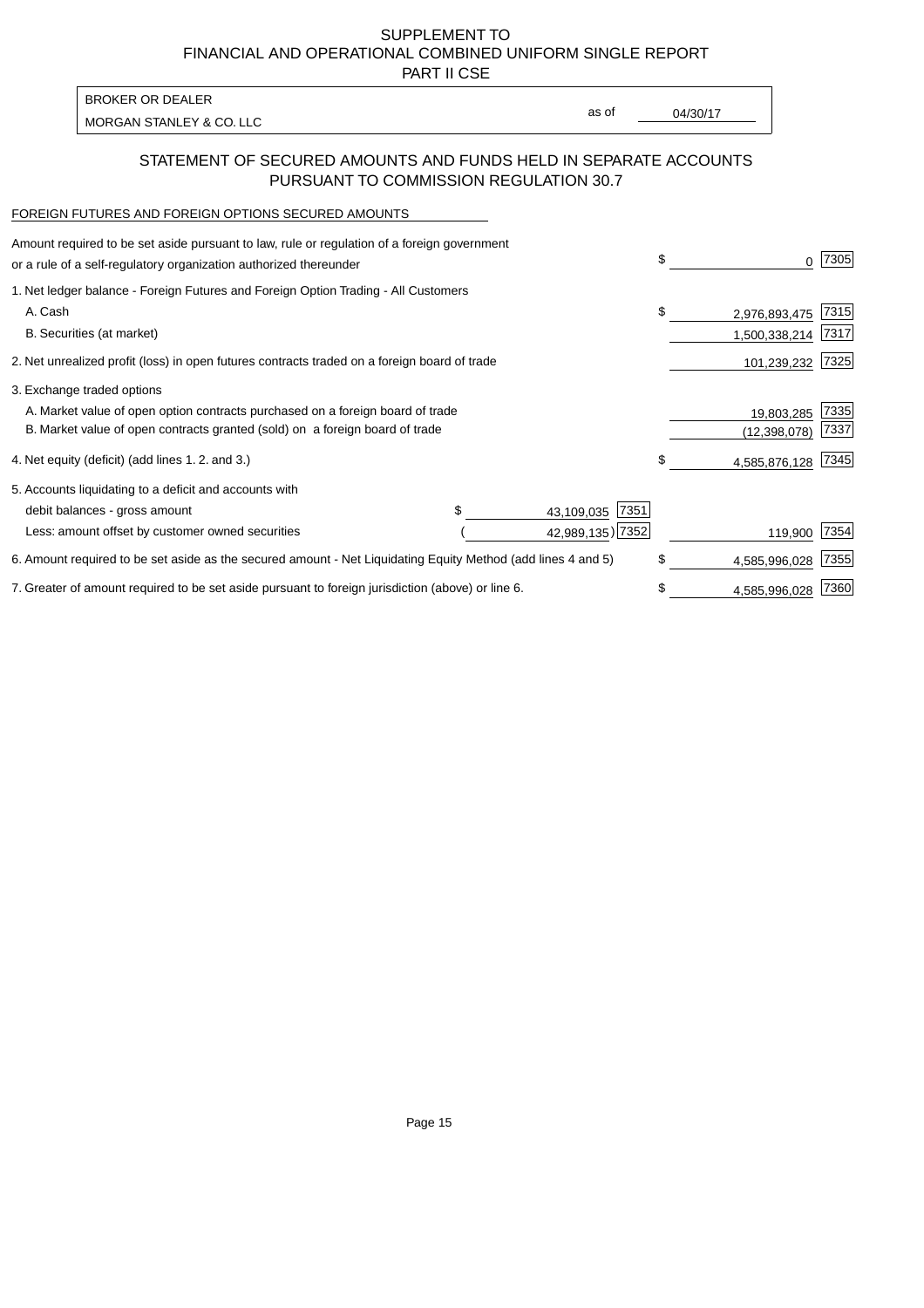# SUPPLEMENT TO
# FINANCIAL AND OPERATIONAL COMBINED UNIFORM SINGLE REPORT
# PART II CSE

| BROKER OR DEALER | | |
|---|---|---|
| MORGAN STANLEY & CO. LLC | as of | 04/30/17 |

## STATEMENT OF SECURED AMOUNTS AND FUNDS HELD IN SEPARATE ACCOUNTS PURSUANT TO COMMISSION REGULATION 30.7

### FOREIGN FUTURES AND FOREIGN OPTIONS SECURED AMOUNTS

| | | | | |
|---|---|---|---|---|
| Amount required to be set aside pursuant to law, rule or regulation of a foreign government or a rule of a self-regulatory organization authorized thereunder | | | $ 0 | 7305 |
| 1. Net ledger balance - Foreign Futures and Foreign Option Trading - All Customers | | | | |
| A. Cash | | | $ 2,976,893,475 | 7315 |
| B. Securities (at market) | | | 1,500,338,214 | 7317 |
| 2. Net unrealized profit (loss) in open futures contracts traded on a foreign board of trade | | | 101,239,232 | 7325 |
| 3. Exchange traded options | | | | |
| A. Market value of open option contracts purchased on a foreign board of trade | | | 19,803,285 | 7335 |
| B. Market value of open contracts granted (sold) on a foreign board of trade | | | (12,398,078) | 7337 |
| 4. Net equity (deficit) (add lines 1. 2. and 3.) | | | $ 4,585,876,128 | 7345 |
| 5. Accounts liquidating to a deficit and accounts with | | | | |
| debit balances - gross amount | $ 43,109,035 | 7351 | | |
| Less: amount offset by customer owned securities | ( 42,989,135) | 7352 | 119,900 | 7354 |
| 6. Amount required to be set aside as the secured amount - Net Liquidating Equity Method (add lines 4 and 5) | | | $ 4,585,996,028 | 7355 |
| 7. Greater of amount required to be set aside pursuant to foreign jurisdiction (above) or line 6. | | | $ 4,585,996,028 | 7360 |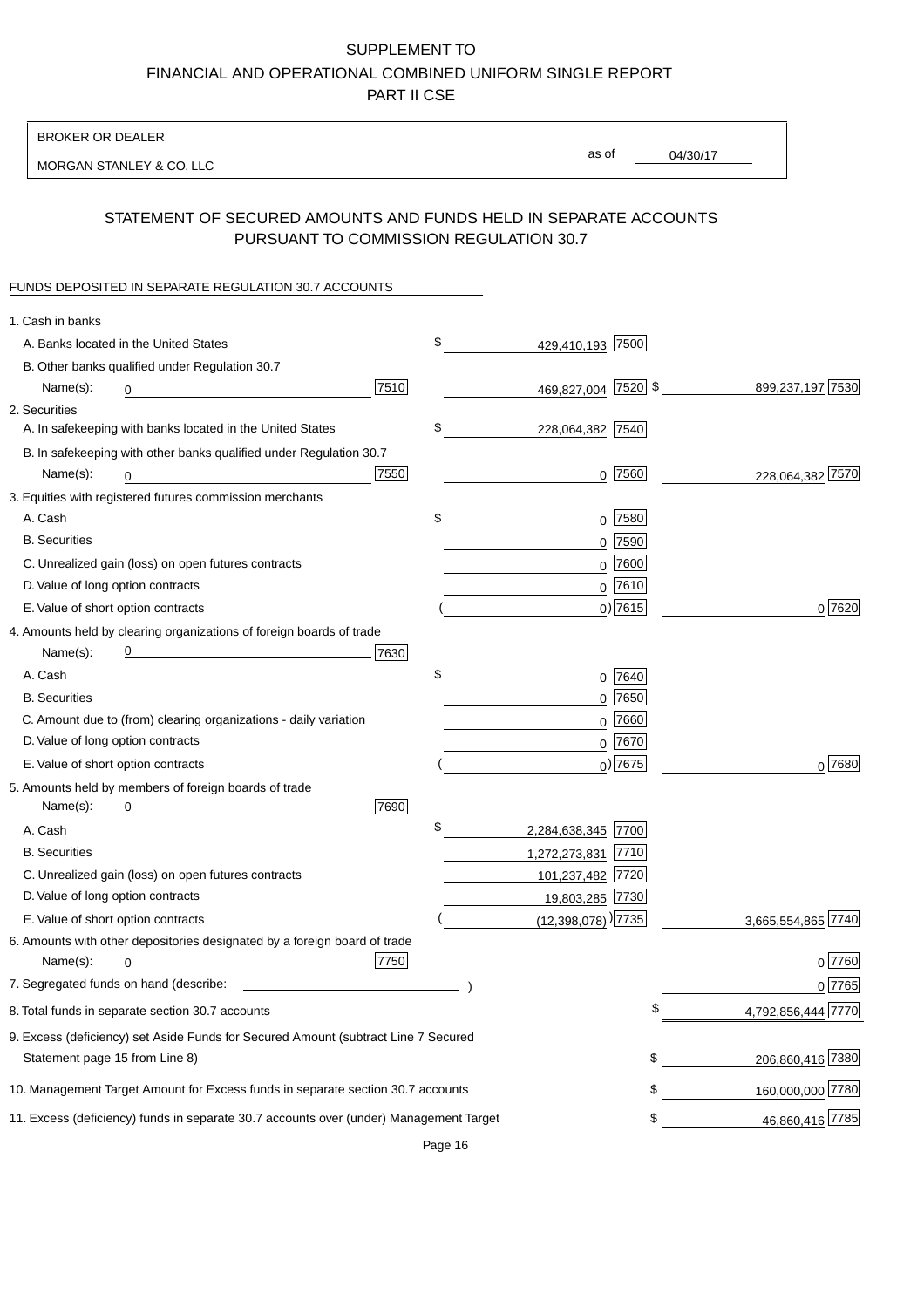SUPPLEMENT TO
FINANCIAL AND OPERATIONAL COMBINED UNIFORM SINGLE REPORT
PART II CSE

BROKER OR DEALER

MORGAN STANLEY & CO. LLC

as of 04/30/17

## STATEMENT OF SECURED AMOUNTS AND FUNDS HELD IN SEPARATE ACCOUNTS PURSUANT TO COMMISSION REGULATION 30.7

FUNDS DEPOSITED IN SEPARATE REGULATION 30.7 ACCOUNTS

| | | | |
|---|---|---|---|
| 1. Cash in banks | | | |
| A. Banks located in the United States | | $ 429,410,193 [7500] | |
| B. Other banks qualified under Regulation 30.7 | | | |
| Name(s): 0 | [7510] | 469,827,004 [7520] | $ 899,237,197 [7530] |
| 2. Securities | | | |
| A. In safekeeping with banks located in the United States | | $ 228,064,382 [7540] | |
| B. In safekeeping with other banks qualified under Regulation 30.7 | | | |
| Name(s): 0 | [7550] | 0 [7560] | 228,064,382 [7570] |
| 3. Equities with registered futures commission merchants | | | |
| A. Cash | | $ 0 [7580] | |
| B. Securities | | 0 [7590] | |
| C. Unrealized gain (loss) on open futures contracts | | 0 [7600] | |
| D. Value of long option contracts | | 0 [7610] | |
| E. Value of short option contracts | | ( 0) [7615] | 0 [7620] |
| 4. Amounts held by clearing organizations of foreign boards of trade | | | |
| Name(s): 0 | [7630] | | |
| A. Cash | | $ 0 [7640] | |
| B. Securities | | 0 [7650] | |
| C. Amount due to (from) clearing organizations - daily variation | | 0 [7660] | |
| D. Value of long option contracts | | 0 [7670] | |
| E. Value of short option contracts | | ( 0) [7675] | 0 [7680] |
| 5. Amounts held by members of foreign boards of trade | | | |
| Name(s): 0 | [7690] | | |
| A. Cash | | $ 2,284,638,345 [7700] | |
| B. Securities | | 1,272,273,831 [7710] | |
| C. Unrealized gain (loss) on open futures contracts | | 101,237,482 [7720] | |
| D. Value of long option contracts | | 19,803,285 [7730] | |
| E. Value of short option contracts | | ( (12,398,078) ) [7735] | 3,665,554,865 [7740] |
| 6. Amounts with other depositories designated by a foreign board of trade | | | |
| Name(s): 0 | [7750] | | 0 [7760] |
| 7. Segregated funds on hand (describe: ) | | | 0 [7765] |
| 8. Total funds in separate section 30.7 accounts | | | $ 4,792,856,444 [7770] |
| 9. Excess (deficiency) set Aside Funds for Secured Amount (subtract Line 7 Secured Statement page 15 from Line 8) | | | $ 206,860,416 [7380] |
| 10. Management Target Amount for Excess funds in separate section 30.7 accounts | | | $ 160,000,000 [7780] |
| 11. Excess (deficiency) funds in separate 30.7 accounts over (under) Management Target | | | $ 46,860,416 [7785] |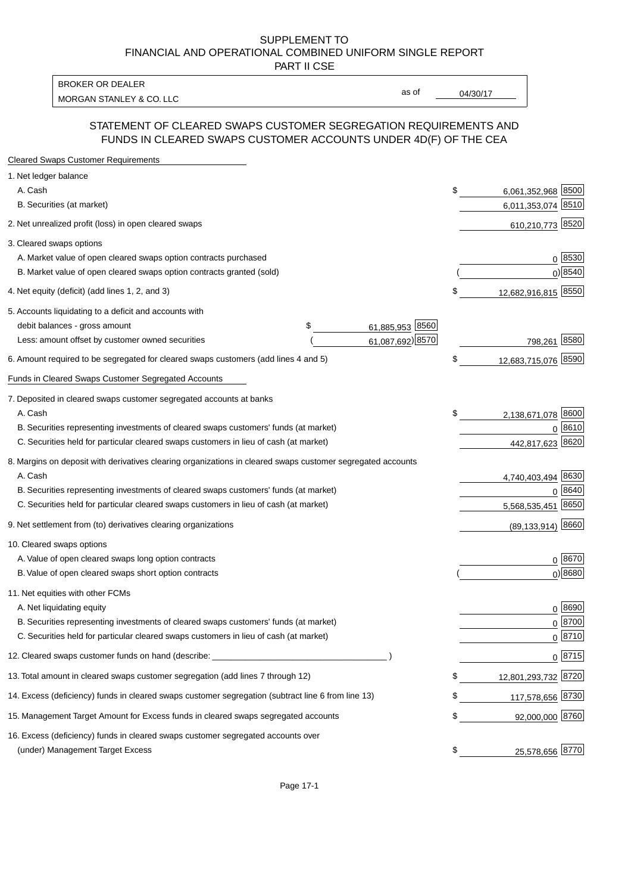SUPPLEMENT TO
FINANCIAL AND OPERATIONAL COMBINED UNIFORM SINGLE REPORT
PART II CSE

BROKER OR DEALER
MORGAN STANLEY & CO. LLC

as of 04/30/17

## STATEMENT OF CLEARED SWAPS CUSTOMER SEGREGATION REQUIREMENTS AND FUNDS IN CLEARED SWAPS CUSTOMER ACCOUNTS UNDER 4D(F) OF THE CEA

| | | | | |
|---|---|---|---|---|
| **Cleared Swaps Customer Requirements** | | | | |
| 1. Net ledger balance | | | | |
| A. Cash | | | $ 6,061,352,968 | 8500 |
| B. Securities (at market) | | | 6,011,353,074 | 8510 |
| 2. Net unrealized profit (loss) in open cleared swaps | | | 610,210,773 | 8520 |
| 3. Cleared swaps options | | | | |
| A. Market value of open cleared swaps option contracts purchased | | | 0 | 8530 |
| B. Market value of open cleared swaps option contracts granted (sold) | | | ( 0) | 8540 |
| 4. Net equity (deficit) (add lines 1, 2, and 3) | | | $ 12,682,916,815 | 8550 |
| 5. Accounts liquidating to a deficit and accounts with debit balances - gross amount | $ 61,885,953 | 8560 | | |
| Less: amount offset by customer owned securities | ( 61,087,692) | 8570 | 798,261 | 8580 |
| 6. Amount required to be segregated for cleared swaps customers (add lines 4 and 5) | | | $ 12,683,715,076 | 8590 |
| **Funds in Cleared Swaps Customer Segregated Accounts** | | | | |
| 7. Deposited in cleared swaps customer segregated accounts at banks | | | | |
| A. Cash | | | $ 2,138,671,078 | 8600 |
| B. Securities representing investments of cleared swaps customers' funds (at market) | | | 0 | 8610 |
| C. Securities held for particular cleared swaps customers in lieu of cash (at market) | | | 442,817,623 | 8620 |
| 8. Margins on deposit with derivatives clearing organizations in cleared swaps customer segregated accounts | | | | |
| A. Cash | | | 4,740,403,494 | 8630 |
| B. Securities representing investments of cleared swaps customers' funds (at market) | | | 0 | 8640 |
| C. Securities held for particular cleared swaps customers in lieu of cash (at market) | | | 5,568,535,451 | 8650 |
| 9. Net settlement from (to) derivatives clearing organizations | | | (89,133,914) | 8660 |
| 10. Cleared swaps options | | | | |
| A. Value of open cleared swaps long option contracts | | | 0 | 8670 |
| B. Value of open cleared swaps short option contracts | | | ( 0) | 8680 |
| 11. Net equities with other FCMs | | | | |
| A. Net liquidating equity | | | 0 | 8690 |
| B. Securities representing investments of cleared swaps customers' funds (at market) | | | 0 | 8700 |
| C. Securities held for particular cleared swaps customers in lieu of cash (at market) | | | 0 | 8710 |
| 12. Cleared swaps customer funds on hand (describe: ______ ) | | | 0 | 8715 |
| 13. Total amount in cleared swaps customer segregation (add lines 7 through 12) | | | $ 12,801,293,732 | 8720 |
| 14. Excess (deficiency) funds in cleared swaps customer segregation (subtract line 6 from line 13) | | | $ 117,578,656 | 8730 |
| 15. Management Target Amount for Excess funds in cleared swaps segregated accounts | | | $ 92,000,000 | 8760 |
| 16. Excess (deficiency) funds in cleared swaps customer segregated accounts over (under) Management Target Excess | | | $ 25,578,656 | 8770 |